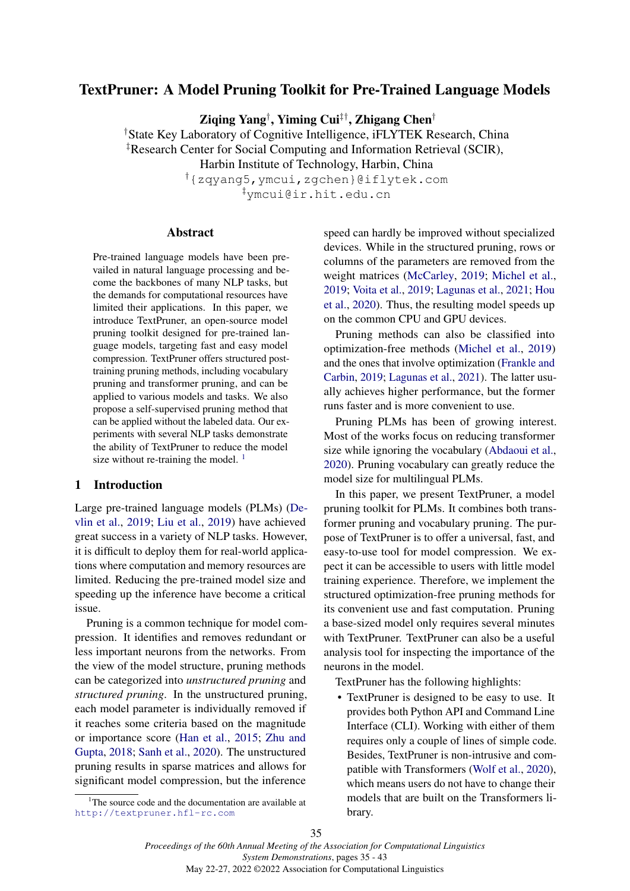# TextPruner: A Model Pruning Toolkit for Pre-Trained Language Models

**Ziqing Yang**[†], **Yiming Cui**[‡†], **Zhigang Chen**[†]

[†]State Key Laboratory of Cognitive Intelligence, iFLYTEK Research, China
[‡]Research Center for Social Computing and Information Retrieval (SCIR), Harbin Institute of Technology, Harbin, China

[†]{zqyang5,ymcui,zgchen}@iflytek.com
[‡]ymcui@ir.hit.edu.cn

## Abstract

Pre-trained language models have been prevailed in natural language processing and become the backbones of many NLP tasks, but the demands for computational resources have limited their applications. In this paper, we introduce TextPruner, an open-source model pruning toolkit designed for pre-trained language models, targeting fast and easy model compression. TextPruner offers structured post-training pruning methods, including vocabulary pruning and transformer pruning, and can be applied to various models and tasks. We also propose a self-supervised pruning method that can be applied without the labeled data. Our experiments with several NLP tasks demonstrate the ability of TextPruner to reduce the model size without re-training the model. [1]

## 1 Introduction

Large pre-trained language models (PLMs) (Devlin et al., 2019; Liu et al., 2019) have achieved great success in a variety of NLP tasks. However, it is difficult to deploy them for real-world applications where computation and memory resources are limited. Reducing the pre-trained model size and speeding up the inference have become a critical issue.

Pruning is a common technique for model compression. It identifies and removes redundant or less important neurons from the networks. From the view of the model structure, pruning methods can be categorized into *unstructured pruning* and *structured pruning*. In the unstructured pruning, each model parameter is individually removed if it reaches some criteria based on the magnitude or importance score (Han et al., 2015; Zhu and Gupta, 2018; Sanh et al., 2020). The unstructured pruning results in sparse matrices and allows for significant model compression, but the inference speed can hardly be improved without specialized devices. While in the structured pruning, rows or columns of the parameters are removed from the weight matrices (McCarley, 2019; Michel et al., 2019; Voita et al., 2019; Lagunas et al., 2021; Hou et al., 2020). Thus, the resulting model speeds up on the common CPU and GPU devices.

Pruning methods can also be classified into optimization-free methods (Michel et al., 2019) and the ones that involve optimization (Frankle and Carbin, 2019; Lagunas et al., 2021). The latter usually achieves higher performance, but the former runs faster and is more convenient to use.

Pruning PLMs has been of growing interest. Most of the works focus on reducing transformer size while ignoring the vocabulary (Abdaoui et al., 2020). Pruning vocabulary can greatly reduce the model size for multilingual PLMs.

In this paper, we present TextPruner, a model pruning toolkit for PLMs. It combines both transformer pruning and vocabulary pruning. The purpose of TextPruner is to offer a universal, fast, and easy-to-use tool for model compression. We expect it can be accessible to users with little model training experience. Therefore, we implement the structured optimization-free pruning methods for its convenient use and fast computation. Pruning a base-sized model only requires several minutes with TextPruner. TextPruner can also be a useful analysis tool for inspecting the importance of the neurons in the model.

TextPruner has the following highlights:

- TextPruner is designed to be easy to use. It provides both Python API and Command Line Interface (CLI). Working with either of them requires only a couple of lines of simple code. Besides, TextPruner is non-intrusive and compatible with Transformers (Wolf et al., 2020), which means users do not have to change their models that are built on the Transformers library.

[1]The source code and the documentation are available at http://textpruner.hfl-rc.com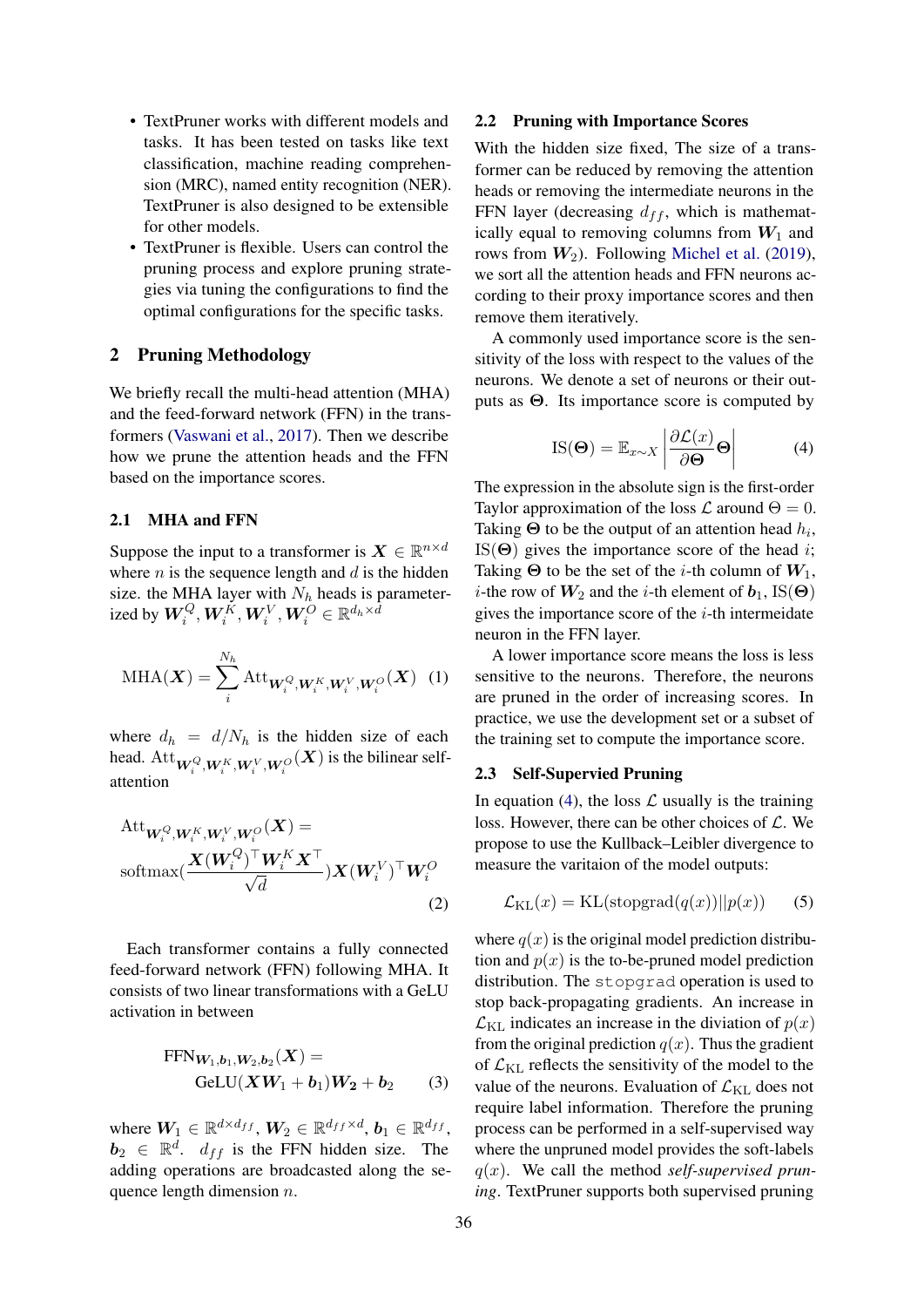- TextPruner works with different models and tasks. It has been tested on tasks like text classification, machine reading comprehension (MRC), named entity recognition (NER). TextPruner is also designed to be extensible for other models.
- TextPruner is flexible. Users can control the pruning process and explore pruning strategies via tuning the configurations to find the optimal configurations for the specific tasks.

## 2 Pruning Methodology

We briefly recall the multi-head attention (MHA) and the feed-forward network (FFN) in the transformers (Vaswani et al., 2017). Then we describe how we prune the attention heads and the FFN based on the importance scores.

### 2.1 MHA and FFN

Suppose the input to a transformer is $\boldsymbol{X} \in \mathbb{R}^{n \times d}$ where $n$ is the sequence length and $d$ is the hidden size. the MHA layer with $N_h$ heads is parameterized by $\boldsymbol{W}_i^Q, \boldsymbol{W}_i^K, \boldsymbol{W}_i^V, \boldsymbol{W}_i^O \in \mathbb{R}^{d_h \times d}$

$$\mathrm{MHA}(\boldsymbol{X}) = \sum_{i}^{N_h} \mathrm{Att}_{\boldsymbol{W}_i^Q, \boldsymbol{W}_i^K, \boldsymbol{W}_i^V, \boldsymbol{W}_i^O}(\boldsymbol{X}) \quad (1)$$

where $d_h = d/N_h$ is the hidden size of each head. $\mathrm{Att}_{\boldsymbol{W}_i^Q, \boldsymbol{W}_i^K, \boldsymbol{W}_i^V, \boldsymbol{W}_i^O}(\boldsymbol{X})$ is the bilinear self-attention

$$\begin{aligned} &\mathrm{Att}_{\boldsymbol{W}_i^Q, \boldsymbol{W}_i^K, \boldsymbol{W}_i^V, \boldsymbol{W}_i^O}(\boldsymbol{X}) = \\ &\mathrm{softmax}\left(\frac{\boldsymbol{X}(\boldsymbol{W}_i^Q)^\top \boldsymbol{W}_i^K \boldsymbol{X}^\top}{\sqrt{d}}\right) \boldsymbol{X}(\boldsymbol{W}_i^V)^\top \boldsymbol{W}_i^O \end{aligned} \quad (2)$$

Each transformer contains a fully connected feed-forward network (FFN) following MHA. It consists of two linear transformations with a GeLU activation in between

$$\begin{aligned} &\mathrm{FFN}_{\boldsymbol{W}_1, \boldsymbol{b}_1, \boldsymbol{W}_2, \boldsymbol{b}_2}(\boldsymbol{X}) = \\ &\quad \mathrm{GeLU}(\boldsymbol{X}\boldsymbol{W}_1 + \boldsymbol{b}_1)\boldsymbol{W}_2 + \boldsymbol{b}_2 \end{aligned} \quad (3)$$

where $\boldsymbol{W}_1 \in \mathbb{R}^{d \times d_{ff}}$, $\boldsymbol{W}_2 \in \mathbb{R}^{d_{ff} \times d}$, $\boldsymbol{b}_1 \in \mathbb{R}^{d_{ff}}$, $\boldsymbol{b}_2 \in \mathbb{R}^{d}$. $d_{ff}$ is the FFN hidden size. The adding operations are broadcasted along the sequence length dimension $n$.

### 2.2 Pruning with Importance Scores

With the hidden size fixed, The size of a transformer can be reduced by removing the attention heads or removing the intermediate neurons in the FFN layer (decreasing $d_{ff}$, which is mathematically equal to removing columns from $\boldsymbol{W}_1$ and rows from $\boldsymbol{W}_2$). Following Michel et al. (2019), we sort all the attention heads and FFN neurons according to their proxy importance scores and then remove them iteratively.

A commonly used importance score is the sensitivity of the loss with respect to the values of the neurons. We denote a set of neurons or their outputs as $\boldsymbol{\Theta}$. Its importance score is computed by

$$\mathrm{IS}(\boldsymbol{\Theta}) = \mathbb{E}_{x \sim X} \left| \frac{\partial \mathcal{L}(x)}{\partial \boldsymbol{\Theta}} \boldsymbol{\Theta} \right| \quad (4)$$

The expression in the absolute sign is the first-order Taylor approximation of the loss $\mathcal{L}$ around $\Theta = 0$. Taking $\boldsymbol{\Theta}$ to be the output of an attention head $h_i$, $\mathrm{IS}(\boldsymbol{\Theta})$ gives the importance score of the head $i$; Taking $\boldsymbol{\Theta}$ to be the set of the $i$-th column of $\boldsymbol{W}_1$, $i$-the row of $\boldsymbol{W}_2$ and the $i$-th element of $\boldsymbol{b}_1$, $\mathrm{IS}(\boldsymbol{\Theta})$ gives the importance score of the $i$-th intermeidate neuron in the FFN layer.

A lower importance score means the loss is less sensitive to the neurons. Therefore, the neurons are pruned in the order of increasing scores. In practice, we use the development set or a subset of the training set to compute the importance score.

### 2.3 Self-Supervised Pruning

In equation (4), the loss $\mathcal{L}$ usually is the training loss. However, there can be other choices of $\mathcal{L}$. We propose to use the Kullback–Leibler divergence to measure the varitaion of the model outputs:

$$\mathcal{L}_{\mathrm{KL}}(x) = \mathrm{KL}(\mathrm{stopgrad}(q(x)) || p(x)) \quad (5)$$

where $q(x)$ is the original model prediction distribution and $p(x)$ is the to-be-pruned model prediction distribution. The `stopgrad` operation is used to stop back-propagating gradients. An increase in $\mathcal{L}_{\mathrm{KL}}$ indicates an increase in the diviation of $p(x)$ from the original prediction $q(x)$. Thus the gradient of $\mathcal{L}_{\mathrm{KL}}$ reflects the sensitivity of the model to the value of the neurons. Evaluation of $\mathcal{L}_{\mathrm{KL}}$ does not require label information. Therefore the pruning process can be performed in a self-supervised way where the unpruned model provides the soft-labels $q(x)$. We call the method *self-supervised pruning*. TextPruner supports both supervised pruning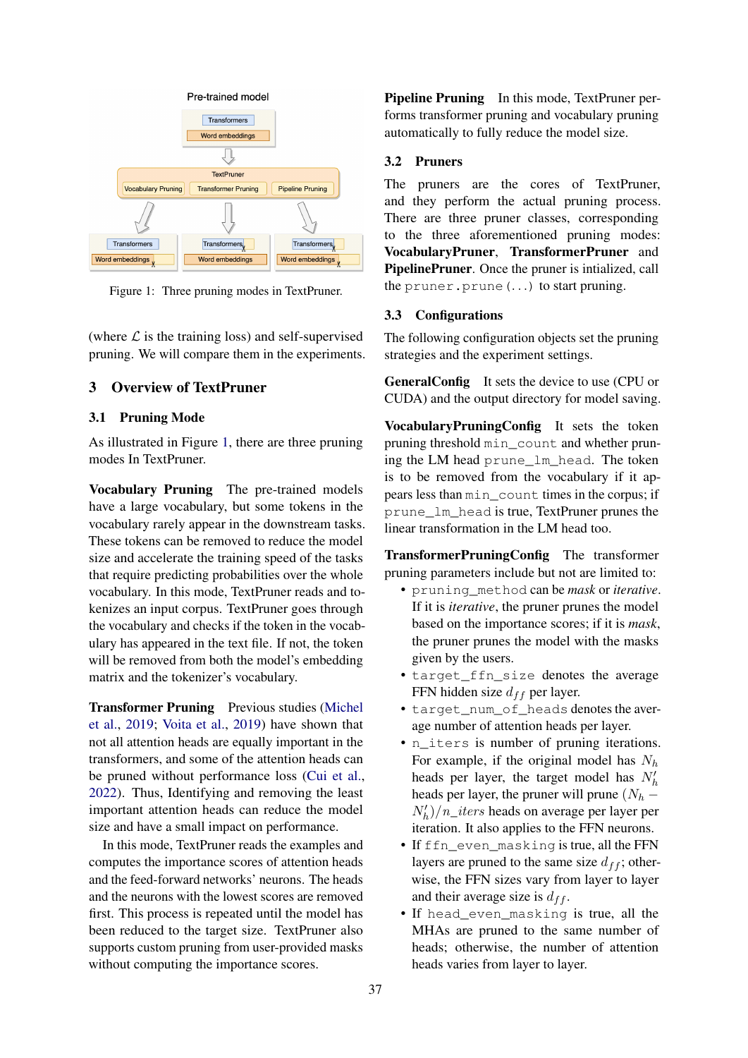Figure 1: Three pruning modes in TextPruner.

(where $\mathcal{L}$ is the training loss) and self-supervised pruning. We will compare them in the experiments.

## 3 Overview of TextPruner

### 3.1 Pruning Mode

As illustrated in Figure 1, there are three pruning modes In TextPruner.

**Vocabulary Pruning** The pre-trained models have a large vocabulary, but some tokens in the vocabulary rarely appear in the downstream tasks. These tokens can be removed to reduce the model size and accelerate the training speed of the tasks that require predicting probabilities over the whole vocabulary. In this mode, TextPruner reads and tokenizes an input corpus. TextPruner goes through the vocabulary and checks if the token in the vocabulary has appeared in the text file. If not, the token will be removed from both the model's embedding matrix and the tokenizer's vocabulary.

**Transformer Pruning** Previous studies (Michel et al., 2019; Voita et al., 2019) have shown that not all attention heads are equally important in the transformers, and some of the attention heads can be pruned without performance loss (Cui et al., 2022). Thus, Identifying and removing the least important attention heads can reduce the model size and have a small impact on performance.

In this mode, TextPruner reads the examples and computes the importance scores of attention heads and the feed-forward networks' neurons. The heads and the neurons with the lowest scores are removed first. This process is repeated until the model has been reduced to the target size. TextPruner also supports custom pruning from user-provided masks without computing the importance scores.

**Pipeline Pruning** In this mode, TextPruner performs transformer pruning and vocabulary pruning automatically to fully reduce the model size.

### 3.2 Pruners

The pruners are the cores of TextPruner, and they perform the actual pruning process. There are three pruner classes, corresponding to the three aforementioned pruning modes: **VocabularyPruner**, **TransformerPruner** and **PipelinePruner**. Once the pruner is intialized, call the `pruner.prune(...)` to start pruning.

### 3.3 Configurations

The following configuration objects set the pruning strategies and the experiment settings.

**GeneralConfig** It sets the device to use (CPU or CUDA) and the output directory for model saving.

**VocabularyPruningConfig** It sets the token pruning threshold `min_count` and whether pruning the LM head `prune_lm_head`. The token is to be removed from the vocabulary if it appears less than `min_count` times in the corpus; if `prune_lm_head` is true, TextPruner prunes the linear transformation in the LM head too.

**TransformerPruningConfig** The transformer pruning parameters include but not are limited to:

- `pruning_method` can be *mask* or *iterative*. If it is *iterative*, the pruner prunes the model based on the importance scores; if it is *mask*, the pruner prunes the model with the masks given by the users.
- `target_ffn_size` denotes the average FFN hidden size $d_{ff}$ per layer.
- `target_num_of_heads` denotes the average number of attention heads per layer.
- `n_iters` is number of pruning iterations. For example, if the original model has $N_h$ heads per layer, the target model has $N'_h$ heads per layer, the pruner will prune $(N_h - N'_h)/n\_iters$ heads on average per layer per iteration. It also applies to the FFN neurons.
- If `ffn_even_masking` is true, all the FFN layers are pruned to the same size $d_{ff}$; otherwise, the FFN sizes vary from layer to layer and their average size is $d_{ff}$.
- If `head_even_masking` is true, all the MHAs are pruned to the same number of heads; otherwise, the number of attention heads varies from layer to layer.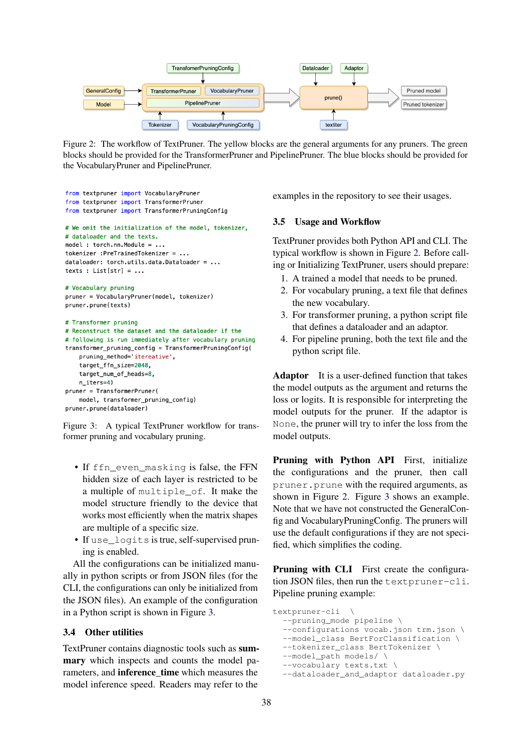Figure 2: The workflow of TextPruner. The yellow blocks are the general arguments for any pruners. The green blocks should be provided for the TransformerPruner and PipelinePruner. The blue blocks should be provided for the VocabularyPruner and PipelinePruner.

```
from textpruner import VocabularyPruner
from textpruner import TransformerPruner
from textpruner import TransformerPruningConfig

# We omit the initialization of the model, tokenizer,
# dataloader and the texts.
model : torch.nn.Module = ...
tokenizer :PreTrainedTokenizer = ...
dataloader: torch.utils.data.Dataloader = ...
texts : List[str] = ...

# Vocabulary pruning
pruner = VocabularyPruner(model, tokenizer)
pruner.prune(texts)

# Transformer pruning
# Reconstruct the dataset and the dataloader if the
# following is run immediately after vocabulary pruning
transformer_pruning_config = TransformerPruningConfig(
    pruning_method='itereative',
    target_ffn_size=2048,
    target_num_of_heads=8,
    n_iters=4)
pruner = TransformerPruner(
    model, transformer_pruning_config)
pruner.prune(dataloader)
```

Figure 3: A typical TextPruner workflow for transformer pruning and vocabulary pruning.

- If `ffn_even_masking` is false, the FFN hidden size of each layer is restricted to be a multiple of `multiple_of`. It make the model structure friendly to the device that works most efficiently when the matrix shapes are multiple of a specific size.
- If `use_logits` is true, self-supervised pruning is enabled.

All the configurations can be initialized manually in python scripts or from JSON files (for the CLI, the configurations can only be initialized from the JSON files). An example of the configuration in a Python script is shown in Figure 3.

### 3.4 Other utilities

TextPruner contains diagnostic tools such as **summary** which inspects and counts the model parameters, and **inference_time** which measures the model inference speed. Readers may refer to the examples in the repository to see their usages.

### 3.5 Usage and Workflow

TextPruner provides both Python API and CLI. The typical workflow is shown in Figure 2. Before calling or Initializing TextPruner, users should prepare:

1. A trained a model that needs to be pruned.
2. For vocabulary pruning, a text file that defines the new vocabulary.
3. For transformer pruning, a python script file that defines a dataloader and an adaptor.
4. For pipeline pruning, both the text file and the python script file.

**Adaptor** It is a user-defined function that takes the model outputs as the argument and returns the loss or logits. It is responsible for interpreting the model outputs for the pruner. If the adaptor is `None`, the pruner will try to infer the loss from the model outputs.

**Pruning with Python API** First, initialize the configurations and the pruner, then call `pruner.prune` with the required arguments, as shown in Figure 2. Figure 3 shows an example. Note that we have not constructed the GeneralConfig and VocabularyPruningConfig. The pruners will use the default configurations if they are not specified, which simplifies the coding.

**Pruning with CLI** First create the configuration JSON files, then run the `textpruner-cli`. Pipeline pruning example:

```
textpruner-cli  \
  --pruning_mode pipeline \
  --configurations vocab.json trm.json \
  --model_class BertForClassification \
  --tokenizer_class BertTokenizer \
  --model_path models/ \
  --vocabulary texts.txt \
  --dataloader_and_adaptor dataloader.py
```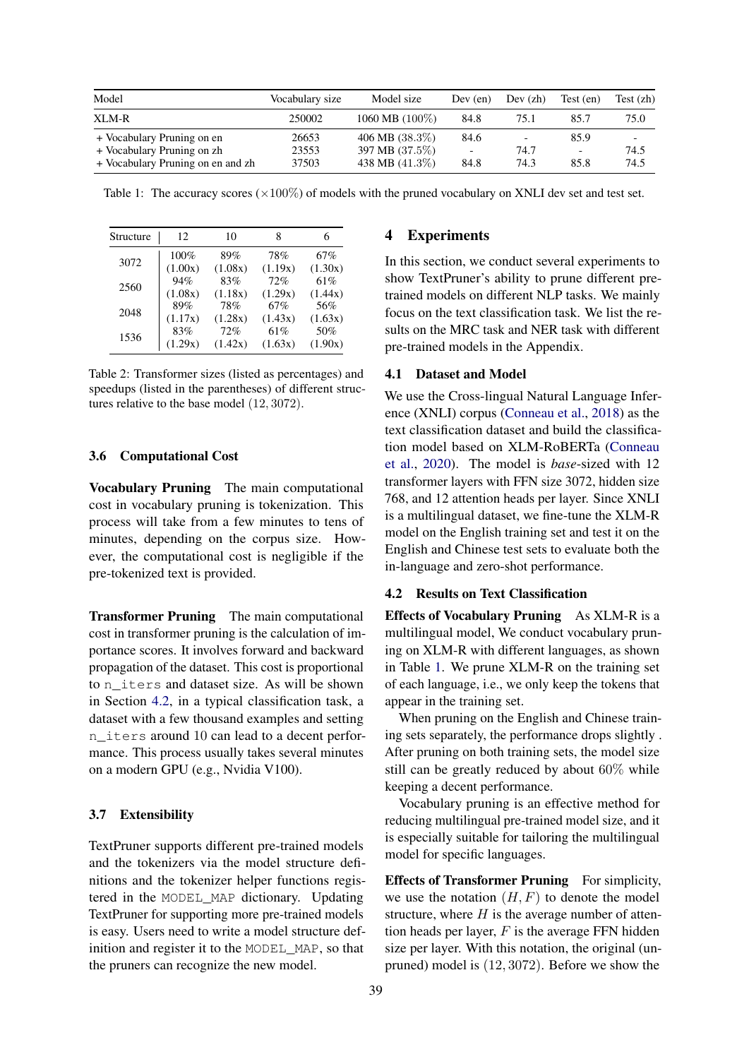| Model | Vocabulary size | Model size | Dev (en) | Dev (zh) | Test (en) | Test (zh) |
|---|---|---|---|---|---|---|
| XLM-R | 250002 | 1060 MB (100%) | 84.8 | 75.1 | 85.7 | 75.0 |
| + Vocabulary Pruning on en | 26653 | 406 MB (38.3%) | 84.6 | - | 85.9 | - |
| + Vocabulary Pruning on zh | 23553 | 397 MB (37.5%) | - | 74.7 | - | 74.5 |
| + Vocabulary Pruning on en and zh | 37503 | 438 MB (41.3%) | 84.8 | 74.3 | 85.8 | 74.5 |

Table 1: The accuracy scores ($\times 100\%$) of models with the pruned vocabulary on XNLI dev set and test set.

| Structure | 12 | 10 | 8 | 6 |
|---|---|---|---|---|
| 3072 | 100% (1.00x) | 89% (1.08x) | 78% (1.19x) | 67% (1.30x) |
| 2560 | 94% (1.08x) | 83% (1.18x) | 72% (1.29x) | 61% (1.44x) |
| 2048 | 89% (1.17x) | 78% (1.28x) | 67% (1.43x) | 56% (1.63x) |
| 1536 | 83% (1.29x) | 72% (1.42x) | 61% (1.63x) | 50% (1.90x) |

Table 2: Transformer sizes (listed as percentages) and speedups (listed in the parentheses) of different structures relative to the base model $(12, 3072)$.

### 3.6 Computational Cost

**Vocabulary Pruning** The main computational cost in vocabulary pruning is tokenization. This process will take from a few minutes to tens of minutes, depending on the corpus size. However, the computational cost is negligible if the pre-tokenized text is provided.

**Transformer Pruning** The main computational cost in transformer pruning is the calculation of importance scores. It involves forward and backward propagation of the dataset. This cost is proportional to `n_iters` and dataset size. As will be shown in Section 4.2, in a typical classification task, a dataset with a few thousand examples and setting `n_iters` around 10 can lead to a decent performance. This process usually takes several minutes on a modern GPU (e.g., Nvidia V100).

### 3.7 Extensibility

TextPruner supports different pre-trained models and the tokenizers via the model structure definitions and the tokenizer helper functions registered in the `MODEL_MAP` dictionary. Updating TextPruner for supporting more pre-trained models is easy. Users need to write a model structure definition and register it to the `MODEL_MAP`, so that the pruners can recognize the new model.

## 4 Experiments

In this section, we conduct several experiments to show TextPruner's ability to prune different pre-trained models on different NLP tasks. We mainly focus on the text classification task. We list the results on the MRC task and NER task with different pre-trained models in the Appendix.

### 4.1 Dataset and Model

We use the Cross-lingual Natural Language Inference (XNLI) corpus (Conneau et al., 2018) as the text classification dataset and build the classification model based on XLM-RoBERTa (Conneau et al., 2020). The model is *base*-sized with 12 transformer layers with FFN size 3072, hidden size 768, and 12 attention heads per layer. Since XNLI is a multilingual dataset, we fine-tune the XLM-R model on the English training set and test it on the English and Chinese test sets to evaluate both the in-language and zero-shot performance.

### 4.2 Results on Text Classification

**Effects of Vocabulary Pruning** As XLM-R is a multilingual model, We conduct vocabulary pruning on XLM-R with different languages, as shown in Table 1. We prune XLM-R on the training set of each language, i.e., we only keep the tokens that appear in the training set.

When pruning on the English and Chinese training sets separately, the performance drops slightly . After pruning on both training sets, the model size still can be greatly reduced by about 60% while keeping a decent performance.

Vocabulary pruning is an effective method for reducing multilingual pre-trained model size, and it is especially suitable for tailoring the multilingual model for specific languages.

**Effects of Transformer Pruning** For simplicity, we use the notation $(H, F)$ to denote the model structure, where $H$ is the average number of attention heads per layer, $F$ is the average FFN hidden size per layer. With this notation, the original (unpruned) model is $(12, 3072)$. Before we show the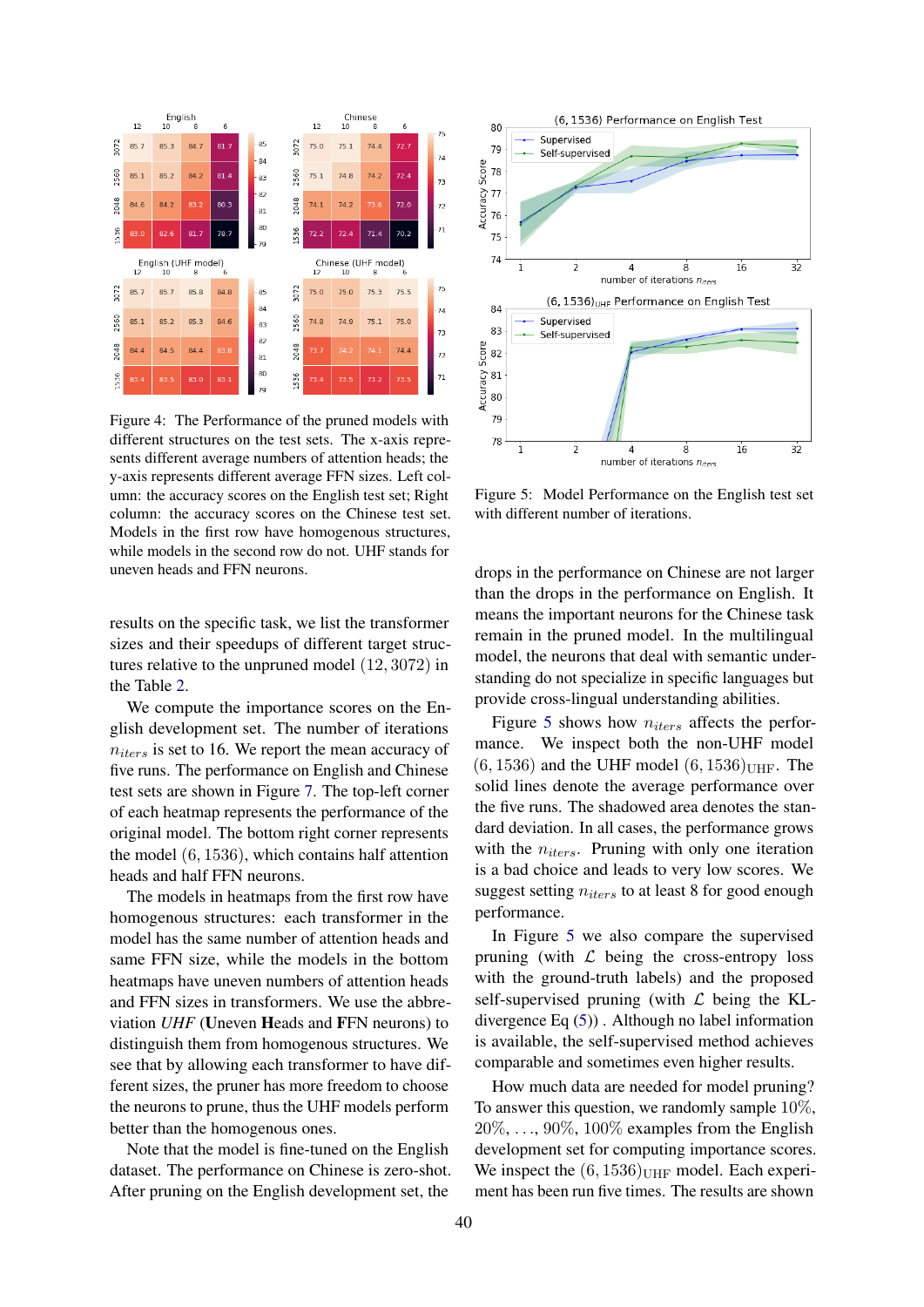Figure 4: The Performance of the pruned models with different structures on the test sets. The x-axis represents different average numbers of attention heads; the y-axis represents different average FFN sizes. Left column: the accuracy scores on the English test set; Right column: the accuracy scores on the Chinese test set. Models in the first row have homogenous structures, while models in the second row do not. UHF stands for uneven heads and FFN neurons.

results on the specific task, we list the transformer sizes and their speedups of different target structures relative to the unpruned model $(12, 3072)$ in the Table 2.

We compute the importance scores on the English development set. The number of iterations $n_{iters}$ is set to 16. We report the mean accuracy of five runs. The performance on English and Chinese test sets are shown in Figure 7. The top-left corner of each heatmap represents the performance of the original model. The bottom right corner represents the model $(6, 1536)$, which contains half attention heads and half FFN neurons.

The models in heatmaps from the first row have homogenous structures: each transformer in the model has the same number of attention heads and same FFN size, while the models in the bottom heatmaps have uneven numbers of attention heads and FFN sizes in transformers. We use the abbreviation *UHF* (**U**neven **H**eads and **F**FN neurons) to distinguish them from homogenous structures. We see that by allowing each transformer to have different sizes, the pruner has more freedom to choose the neurons to prune, thus the UHF models perform better than the homogenous ones.

Note that the model is fine-tuned on the English dataset. The performance on Chinese is zero-shot. After pruning on the English development set, the drops in the performance on Chinese are not larger than the drops in the performance on English. It means the important neurons for the Chinese task remain in the pruned model. In the multilingual model, the neurons that deal with semantic understanding do not specialize in specific languages but provide cross-lingual understanding abilities.

Figure 5: Model Performance on the English test set with different number of iterations.

Figure 5 shows how $n_{iters}$ affects the performance. We inspect both the non-UHF model $(6, 1536)$ and the UHF model $(6, 1536)_{\text{UHF}}$. The solid lines denote the average performance over the five runs. The shadowed area denotes the standard deviation. In all cases, the performance grows with the $n_{iters}$. Pruning with only one iteration is a bad choice and leads to very low scores. We suggest setting $n_{iters}$ to at least 8 for good enough performance.

In Figure 5 we also compare the supervised pruning (with $\mathcal{L}$ being the cross-entropy loss with the ground-truth labels) and the proposed self-supervised pruning (with $\mathcal{L}$ being the KL-divergence Eq (5)) . Although no label information is available, the self-supervised method achieves comparable and sometimes even higher results.

How much data are needed for model pruning? To answer this question, we randomly sample $10\%$, $20\%$, $\ldots$, $90\%$, $100\%$ examples from the English development set for computing importance scores. We inspect the $(6, 1536)_{\text{UHF}}$ model. Each experiment has been run five times. The results are shown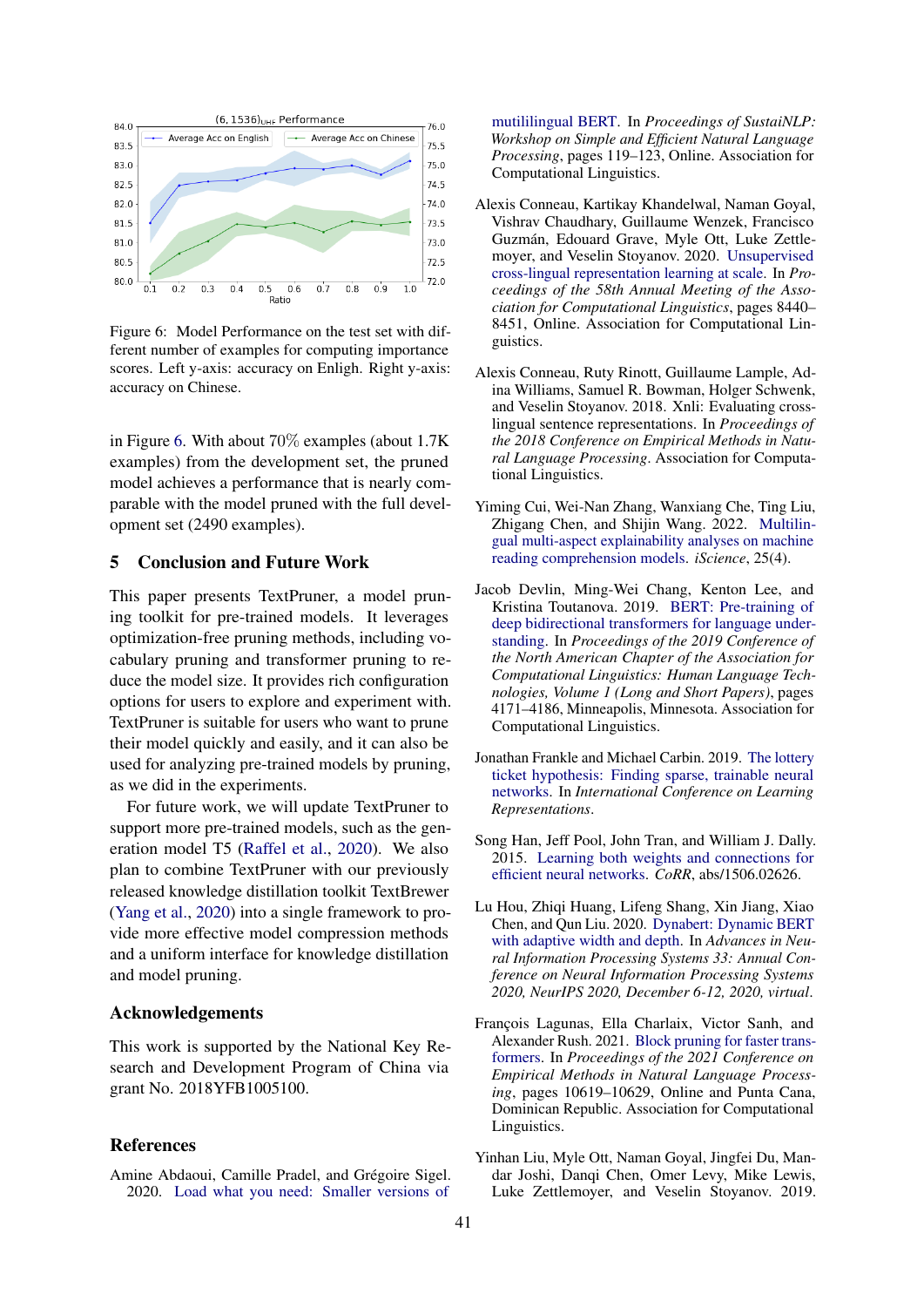Figure 6: Model Performance on the test set with different number of examples for computing importance scores. Left y-axis: accuracy on Enligh. Right y-axis: accuracy on Chinese.

in Figure 6. With about 70% examples (about 1.7K examples) from the development set, the pruned model achieves a performance that is nearly comparable with the model pruned with the full development set (2490 examples).

## 5 Conclusion and Future Work

This paper presents TextPruner, a model pruning toolkit for pre-trained models. It leverages optimization-free pruning methods, including vocabulary pruning and transformer pruning to reduce the model size. It provides rich configuration options for users to explore and experiment with. TextPruner is suitable for users who want to prune their model quickly and easily, and it can also be used for analyzing pre-trained models by pruning, as we did in the experiments.

For future work, we will update TextPruner to support more pre-trained models, such as the generation model T5 (Raffel et al., 2020). We also plan to combine TextPruner with our previously released knowledge distillation toolkit TextBrewer (Yang et al., 2020) into a single framework to provide more effective model compression methods and a uniform interface for knowledge distillation and model pruning.

## Acknowledgements

This work is supported by the National Key Research and Development Program of China via grant No. 2018YFB1005100.

## References

Amine Abdaoui, Camille Pradel, and Grégoire Sigel. 2020. Load what you need: Smaller versions of mutililingual BERT. In *Proceedings of SustaiNLP: Workshop on Simple and Efficient Natural Language Processing*, pages 119–123, Online. Association for Computational Linguistics.

Alexis Conneau, Kartikay Khandelwal, Naman Goyal, Vishrav Chaudhary, Guillaume Wenzek, Francisco Guzmán, Edouard Grave, Myle Ott, Luke Zettlemoyer, and Veselin Stoyanov. 2020. Unsupervised cross-lingual representation learning at scale. In *Proceedings of the 58th Annual Meeting of the Association for Computational Linguistics*, pages 8440–8451, Online. Association for Computational Linguistics.

Alexis Conneau, Ruty Rinott, Guillaume Lample, Adina Williams, Samuel R. Bowman, Holger Schwenk, and Veselin Stoyanov. 2018. Xnli: Evaluating cross-lingual sentence representations. In *Proceedings of the 2018 Conference on Empirical Methods in Natural Language Processing*. Association for Computational Linguistics.

Yiming Cui, Wei-Nan Zhang, Wanxiang Che, Ting Liu, Zhigang Chen, and Shijin Wang. 2022. Multilingual multi-aspect explainability analyses on machine reading comprehension models. *iScience*, 25(4).

Jacob Devlin, Ming-Wei Chang, Kenton Lee, and Kristina Toutanova. 2019. BERT: Pre-training of deep bidirectional transformers for language understanding. In *Proceedings of the 2019 Conference of the North American Chapter of the Association for Computational Linguistics: Human Language Technologies, Volume 1 (Long and Short Papers)*, pages 4171–4186, Minneapolis, Minnesota. Association for Computational Linguistics.

Jonathan Frankle and Michael Carbin. 2019. The lottery ticket hypothesis: Finding sparse, trainable neural networks. In *International Conference on Learning Representations*.

Song Han, Jeff Pool, John Tran, and William J. Dally. 2015. Learning both weights and connections for efficient neural networks. *CoRR*, abs/1506.02626.

Lu Hou, Zhiqi Huang, Lifeng Shang, Xin Jiang, Xiao Chen, and Qun Liu. 2020. Dynabert: Dynamic BERT with adaptive width and depth. In *Advances in Neural Information Processing Systems 33: Annual Conference on Neural Information Processing Systems 2020, NeurIPS 2020, December 6-12, 2020, virtual*.

François Lagunas, Ella Charlaix, Victor Sanh, and Alexander Rush. 2021. Block pruning for faster transformers. In *Proceedings of the 2021 Conference on Empirical Methods in Natural Language Processing*, pages 10619–10629, Online and Punta Cana, Dominican Republic. Association for Computational Linguistics.

Yinhan Liu, Myle Ott, Naman Goyal, Jingfei Du, Mandar Joshi, Danqi Chen, Omer Levy, Mike Lewis, Luke Zettlemoyer, and Veselin Stoyanov. 2019.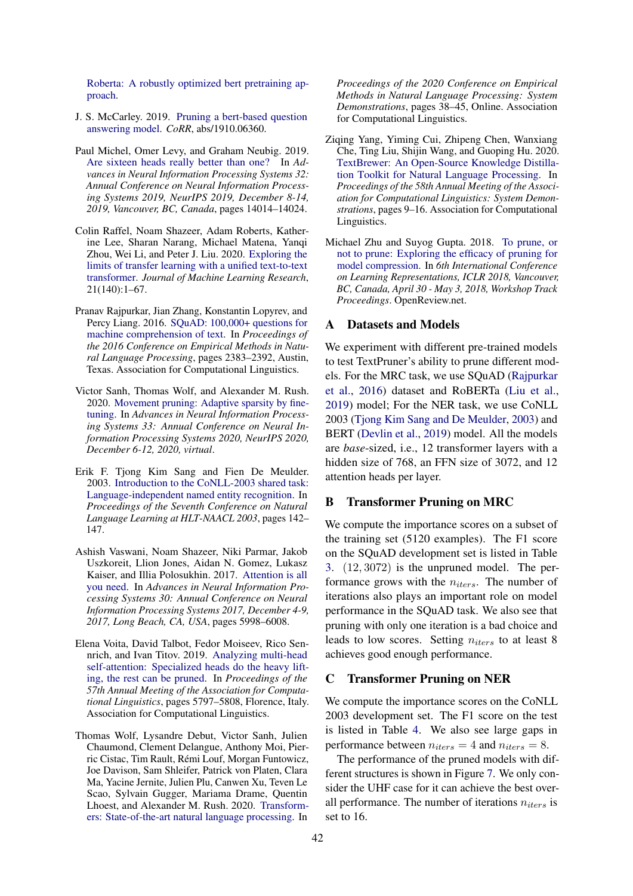Roberta: A robustly optimized bert pretraining approach.

J. S. McCarley. 2019. Pruning a bert-based question answering model. *CoRR*, abs/1910.06360.

Paul Michel, Omer Levy, and Graham Neubig. 2019. Are sixteen heads really better than one? In *Advances in Neural Information Processing Systems 32: Annual Conference on Neural Information Processing Systems 2019, NeurIPS 2019, December 8-14, 2019, Vancouver, BC, Canada*, pages 14014–14024.

Colin Raffel, Noam Shazeer, Adam Roberts, Katherine Lee, Sharan Narang, Michael Matena, Yanqi Zhou, Wei Li, and Peter J. Liu. 2020. Exploring the limits of transfer learning with a unified text-to-text transformer. *Journal of Machine Learning Research*, 21(140):1–67.

Pranav Rajpurkar, Jian Zhang, Konstantin Lopyrev, and Percy Liang. 2016. SQuAD: 100,000+ questions for machine comprehension of text. In *Proceedings of the 2016 Conference on Empirical Methods in Natural Language Processing*, pages 2383–2392, Austin, Texas. Association for Computational Linguistics.

Victor Sanh, Thomas Wolf, and Alexander M. Rush. 2020. Movement pruning: Adaptive sparsity by fine-tuning. In *Advances in Neural Information Processing Systems 33: Annual Conference on Neural Information Processing Systems 2020, NeurIPS 2020, December 6-12, 2020, virtual*.

Erik F. Tjong Kim Sang and Fien De Meulder. 2003. Introduction to the CoNLL-2003 shared task: Language-independent named entity recognition. In *Proceedings of the Seventh Conference on Natural Language Learning at HLT-NAACL 2003*, pages 142–147.

Ashish Vaswani, Noam Shazeer, Niki Parmar, Jakob Uszkoreit, Llion Jones, Aidan N. Gomez, Lukasz Kaiser, and Illia Polosukhin. 2017. Attention is all you need. In *Advances in Neural Information Processing Systems 30: Annual Conference on Neural Information Processing Systems 2017, December 4-9, 2017, Long Beach, CA, USA*, pages 5998–6008.

Elena Voita, David Talbot, Fedor Moiseev, Rico Sennrich, and Ivan Titov. 2019. Analyzing multi-head self-attention: Specialized heads do the heavy lifting, the rest can be pruned. In *Proceedings of the 57th Annual Meeting of the Association for Computational Linguistics*, pages 5797–5808, Florence, Italy. Association for Computational Linguistics.

Thomas Wolf, Lysandre Debut, Victor Sanh, Julien Chaumond, Clement Delangue, Anthony Moi, Pierric Cistac, Tim Rault, Rémi Louf, Morgan Funtowicz, Joe Davison, Sam Shleifer, Patrick von Platen, Clara Ma, Yacine Jernite, Julien Plu, Canwen Xu, Teven Le Scao, Sylvain Gugger, Mariama Drame, Quentin Lhoest, and Alexander M. Rush. 2020. Transformers: State-of-the-art natural language processing. In *Proceedings of the 2020 Conference on Empirical Methods in Natural Language Processing: System Demonstrations*, pages 38–45, Online. Association for Computational Linguistics.

Ziqing Yang, Yiming Cui, Zhipeng Chen, Wanxiang Che, Ting Liu, Shijin Wang, and Guoping Hu. 2020. TextBrewer: An Open-Source Knowledge Distillation Toolkit for Natural Language Processing. In *Proceedings of the 58th Annual Meeting of the Association for Computational Linguistics: System Demonstrations*, pages 9–16. Association for Computational Linguistics.

Michael Zhu and Suyog Gupta. 2018. To prune, or not to prune: Exploring the efficacy of pruning for model compression. In *6th International Conference on Learning Representations, ICLR 2018, Vancouver, BC, Canada, April 30 - May 3, 2018, Workshop Track Proceedings*. OpenReview.net.

## A Datasets and Models

We experiment with different pre-trained models to test TextPruner's ability to prune different models. For the MRC task, we use SQuAD (Rajpurkar et al., 2016) dataset and RoBERTa (Liu et al., 2019) model; For the NER task, we use CoNLL 2003 (Tjong Kim Sang and De Meulder, 2003) and BERT (Devlin et al., 2019) model. All the models are *base*-sized, i.e., 12 transformer layers with a hidden size of 768, an FFN size of 3072, and 12 attention heads per layer.

## B Transformer Pruning on MRC

We compute the importance scores on a subset of the training set (5120 examples). The F1 score on the SQuAD development set is listed in Table 3. $(12, 3072)$ is the unpruned model. The performance grows with the $n_{iters}$. The number of iterations also plays an important role on model performance in the SQuAD task. We also see that pruning with only one iteration is a bad choice and leads to low scores. Setting $n_{iters}$ to at least 8 achieves good enough performance.

## C Transformer Pruning on NER

We compute the importance scores on the CoNLL 2003 development set. The F1 score on the test is listed in Table 4. We also see large gaps in performance between $n_{iters} = 4$ and $n_{iters} = 8$.

The performance of the pruned models with different structures is shown in Figure 7. We only consider the UHF case for it can achieve the best overall performance. The number of iterations $n_{iters}$ is set to 16.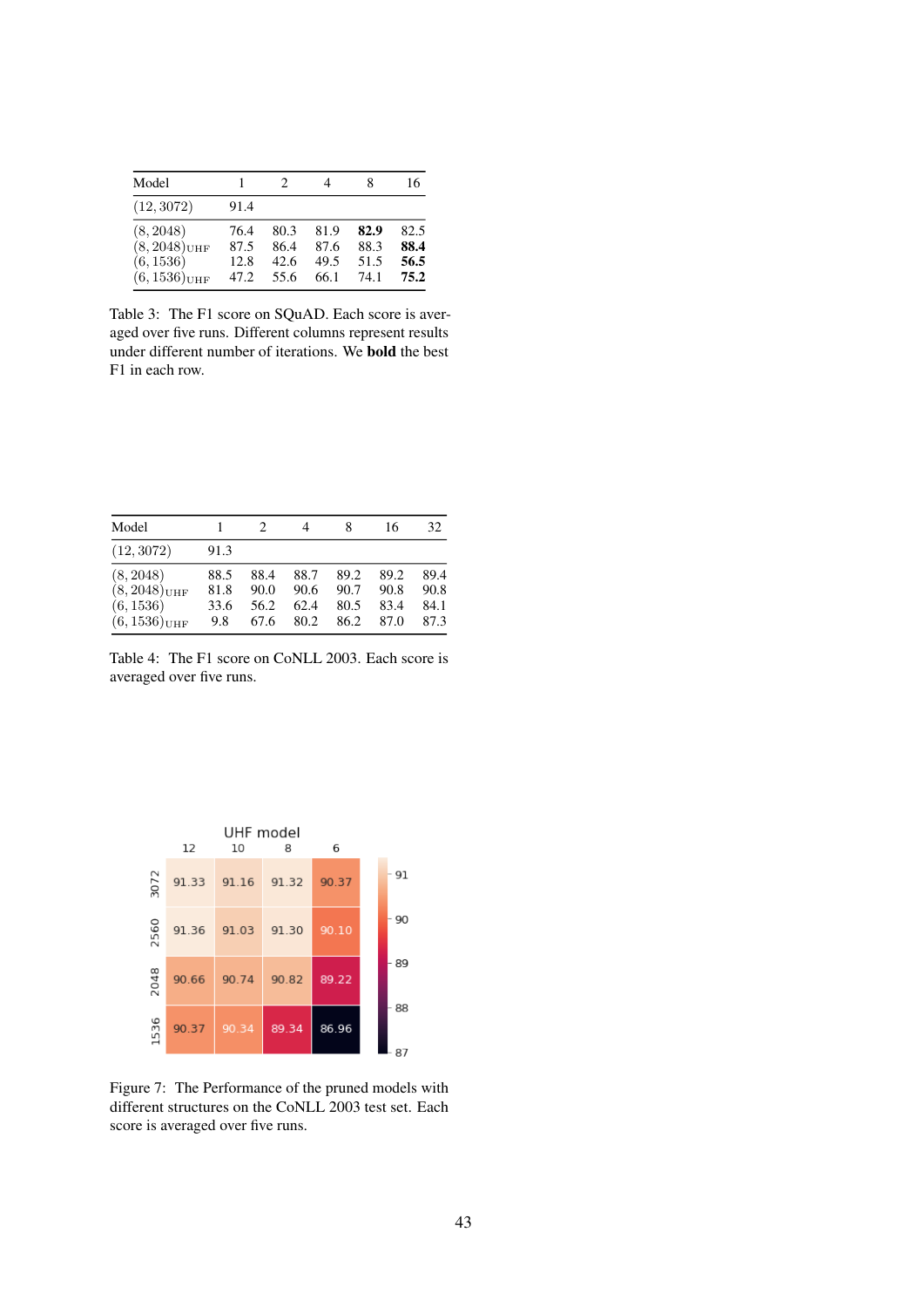| Model | 1 | 2 | 4 | 8 | 16 |
|---|---|---|---|---|---|
| $(12, 3072)$ | 91.4 | | | | |
| $(8, 2048)$ | 76.4 | 80.3 | 81.9 | **82.9** | 82.5 |
| $(8, 2048)_{\text{UHF}}$ | 87.5 | 86.4 | 87.6 | 88.3 | **88.4** |
| $(6, 1536)$ | 12.8 | 42.6 | 49.5 | 51.5 | **56.5** |
| $(6, 1536)_{\text{UHF}}$ | 47.2 | 55.6 | 66.1 | 74.1 | **75.2** |

Table 3: The F1 score on SQuAD. Each score is averaged over five runs. Different columns represent results under different number of iterations. We **bold** the best F1 in each row.

| Model | 1 | 2 | 4 | 8 | 16 | 32 |
|---|---|---|---|---|---|---|
| $(12, 3072)$ | 91.3 | | | | | |
| $(8, 2048)$ | 88.5 | 88.4 | 88.7 | 89.2 | 89.2 | 89.4 |
| $(8, 2048)_{\text{UHF}}$ | 81.8 | 90.0 | 90.6 | 90.7 | 90.8 | 90.8 |
| $(6, 1536)$ | 33.6 | 56.2 | 62.4 | 80.5 | 83.4 | 84.1 |
| $(6, 1536)_{\text{UHF}}$ | 9.8 | 67.6 | 80.2 | 86.2 | 87.0 | 87.3 |

Table 4: The F1 score on CoNLL 2003. Each score is averaged over five runs.

UHF model

12 10 8 6

3072 91.33 91.16 91.32 90.37

2560 91.36 91.03 91.30 90.10

2048 90.66 90.74 90.82 89.22

1536 90.37 90.34 89.34 86.96

91 90 89 88 87

Figure 7: The Performance of the pruned models with different structures on the CoNLL 2003 test set. Each score is averaged over five runs.